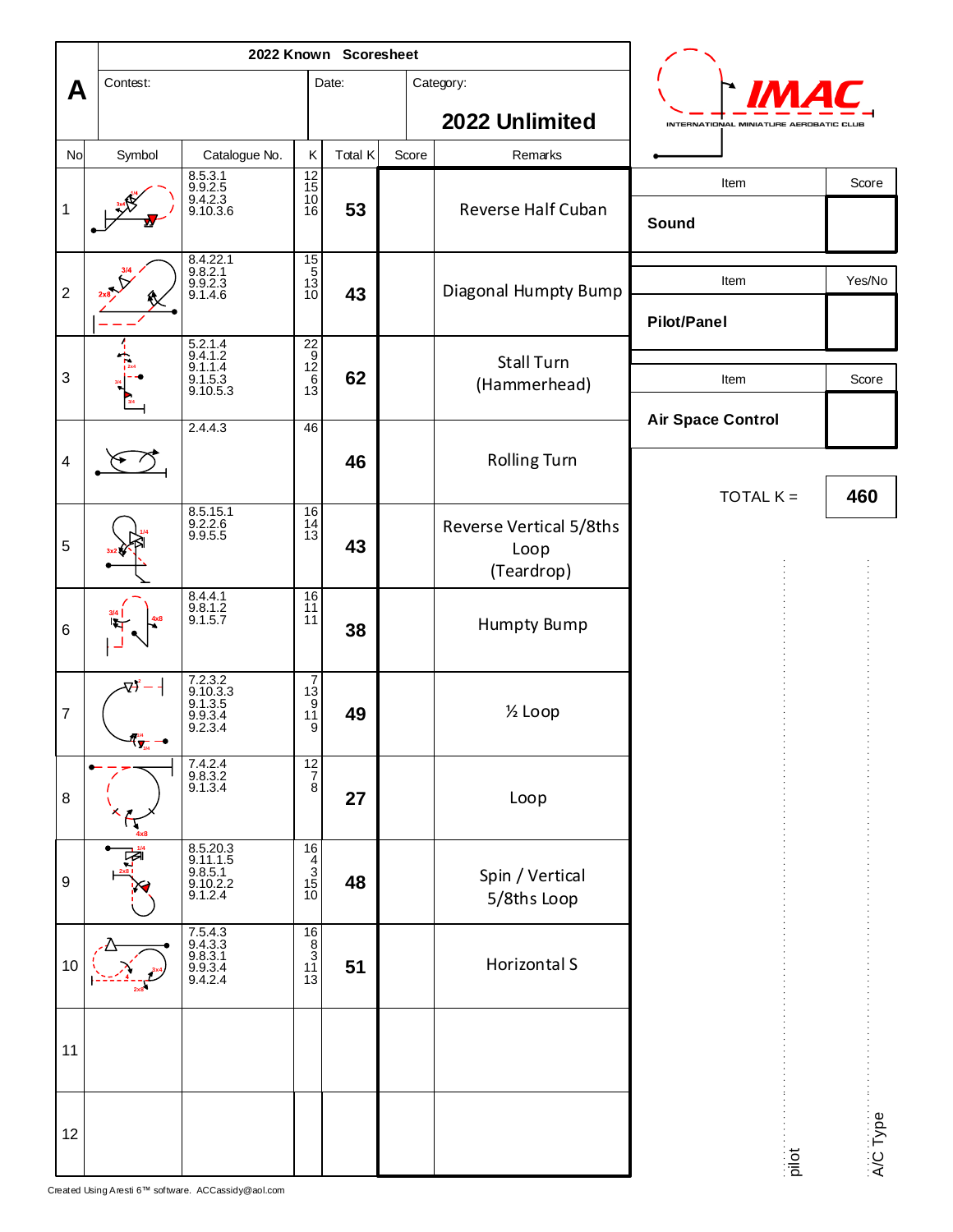# A

**2022 Known Scoresheet**

Contest: | Date: | Category: **2022 Unlimited**

IMAC — INTERNATIONAL MINIATURE AEROBATIC CLUB

| No | Symbol | Catalogue No. | K | Total K | Score | Remarks |
|---|---|---|---|---|---|---|
| 1 | | 8.5.3.1<br>9.9.2.5<br>9.4.2.3<br>9.10.3.6 | 12<br>15<br>10<br>16 | 53 | | Reverse Half Cuban |
| 2 | | 8.4.22.1<br>9.8.2.1<br>9.9.2.3<br>9.1.4.6 | 15<br>5<br>13<br>10 | 43 | | Diagonal Humpty Bump |
| 3 | | 5.2.1.4<br>9.4.1.2<br>9.1.1.4<br>9.1.5.3<br>9.10.5.3 | 22<br>9<br>12<br>6<br>13 | 62 | | Stall Turn (Hammerhead) |
| 4 | | 2.4.4.3 | 46 | 46 | | Rolling Turn |
| 5 | | 8.5.15.1<br>9.2.2.6<br>9.9.5.5 | 16<br>14<br>13 | 43 | | Reverse Vertical 5/8ths Loop (Teardrop) |
| 6 | | 8.4.4.1<br>9.8.1.2<br>9.1.5.7 | 16<br>11<br>11 | 38 | | Humpty Bump |
| 7 | | 7.2.3.2<br>9.10.3.3<br>9.1.3.5<br>9.9.3.4<br>9.2.3.4 | 7<br>13<br>9<br>11<br>9 | 49 | | ½ Loop |
| 8 | | 7.4.2.4<br>9.8.3.2<br>9.1.3.4 | 12<br>7<br>8 | 27 | | Loop |
| 9 | | 8.5.20.3<br>9.11.1.5<br>9.8.5.1<br>9.10.2.2<br>9.1.2.4 | 16<br>4<br>3<br>15<br>10 | 48 | | Spin / Vertical 5/8ths Loop |
| 10 | | 7.5.4.3<br>9.4.3.3<br>9.8.3.1<br>9.9.3.4<br>9.4.2.4 | 16<br>8<br>3<br>11<br>13 | 51 | | Horizontal S |
| 11 | | | | | | |
| 12 | | | | | | |

| Item | Score |
|---|---|
| **Sound** | |

| Item | Yes/No |
|---|---|
| **Pilot/Panel** | |

| Item | Score |
|---|---|
| **Air Space Control** | |

TOTAL K = **460**

pilot

A/C Type

Created Using Aresti 6™ software. ACCassidy@aol.com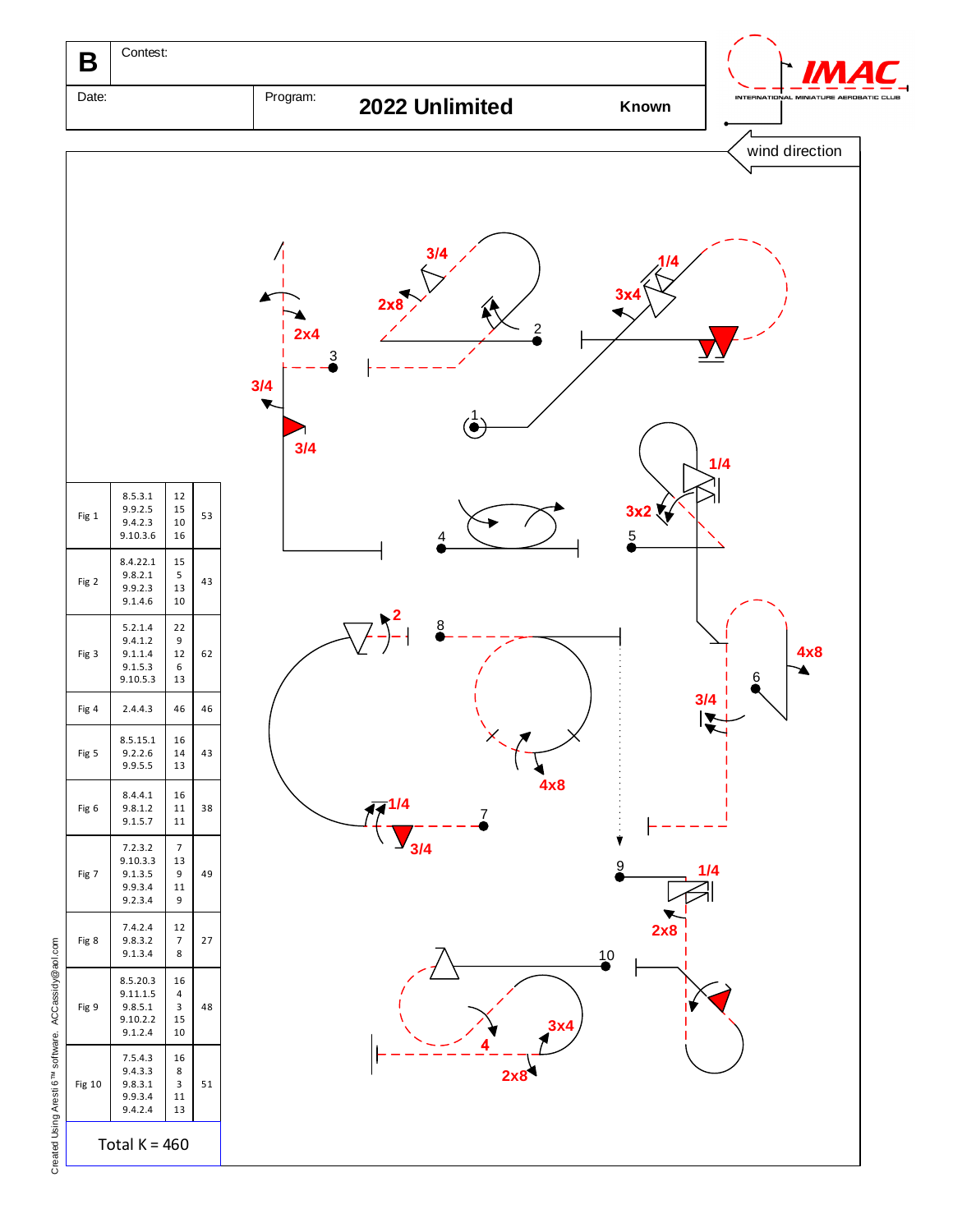| B | Contest: | |
|---|---|---|
| Date: | Program: **2022 Unlimited** | **Known** |

IMAC — INTERNATIONAL MINIATURE AEROBATIC CLUB

wind direction

| Fig | Catalog | K | Total |
|---|---|---|---|
| Fig 1 | 8.5.3.1<br>9.9.2.5<br>9.4.2.3<br>9.10.3.6 | 12<br>15<br>10<br>16 | 53 |
| Fig 2 | 8.4.22.1<br>9.8.2.1<br>9.9.2.3<br>9.1.4.6 | 15<br>5<br>13<br>10 | 43 |
| Fig 3 | 5.2.1.4<br>9.4.1.2<br>9.1.1.4<br>9.1.5.3<br>9.10.5.3 | 22<br>9<br>12<br>6<br>13 | 62 |
| Fig 4 | 2.4.4.3 | 46 | 46 |
| Fig 5 | 8.5.15.1<br>9.2.2.6<br>9.9.5.5 | 16<br>14<br>13 | 43 |
| Fig 6 | 8.4.4.1<br>9.8.1.2<br>9.1.5.7 | 16<br>11<br>11 | 38 |
| Fig 7 | 7.2.3.2<br>9.10.3.3<br>9.1.3.5<br>9.9.3.4<br>9.2.3.4 | 7<br>13<br>9<br>11<br>9 | 49 |
| Fig 8 | 7.4.2.4<br>9.8.3.2<br>9.1.3.4 | 12<br>7<br>8 | 27 |
| Fig 9 | 8.5.20.3<br>9.11.1.5<br>9.8.5.1<br>9.10.2.2<br>9.1.2.4 | 16<br>4<br>3<br>15<br>10 | 48 |
| Fig 10 | 7.5.4.3<br>9.4.3.3<br>9.8.3.1<br>9.9.3.4<br>9.4.2.4 | 16<br>8<br>3<br>11<br>13 | 51 |

Total K = 460

Created Using Aresti 6™ software. ACCassidy@aol.com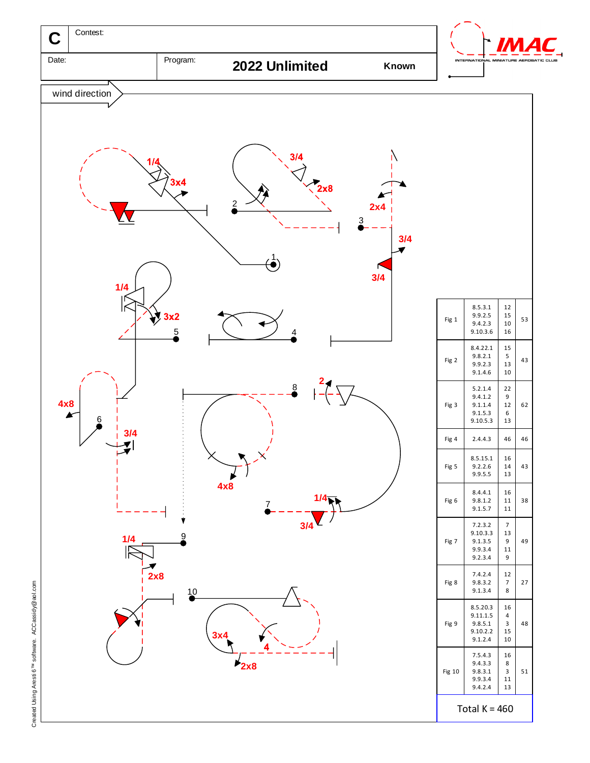| C | Contest: | |
|---|---|---|
| Date: | Program: **2022 Unlimited** | **Known** |

IMAC
INTERNATIONAL MINIATURE AEROBATIC CLUB

wind direction

1/4
3x4
2
3/4
2x8
2x4
3
3/4
1
3/4
1/4
3x2
5
4
4x8
6
3/4
8
2
4x8
1/4
7
3/4
1/4
9
2x8
10
3x4
4
2x8

| | | | |
|---|---|---|---|
| Fig 1 | 8.5.3.1<br>9.9.2.5<br>9.4.2.3<br>9.10.3.6 | 12<br>15<br>10<br>16 | 53 |
| Fig 2 | 8.4.22.1<br>9.8.2.1<br>9.9.2.3<br>9.1.4.6 | 15<br>5<br>13<br>10 | 43 |
| Fig 3 | 5.2.1.4<br>9.4.1.2<br>9.1.1.4<br>9.1.5.3<br>9.10.5.3 | 22<br>9<br>12<br>6<br>13 | 62 |
| Fig 4 | 2.4.4.3 | 46 | 46 |
| Fig 5 | 8.5.15.1<br>9.2.2.6<br>9.9.5.5 | 16<br>14<br>13 | 43 |
| Fig 6 | 8.4.4.1<br>9.8.1.2<br>9.1.5.7 | 16<br>11<br>11 | 38 |
| Fig 7 | 7.2.3.2<br>9.10.3.3<br>9.1.3.5<br>9.9.3.4<br>9.2.3.4 | 7<br>13<br>9<br>11<br>9 | 49 |
| Fig 8 | 7.4.2.4<br>9.8.3.2<br>9.1.3.4 | 12<br>7<br>8 | 27 |
| Fig 9 | 8.5.20.3<br>9.11.1.5<br>9.8.5.1<br>9.10.2.2<br>9.1.2.4 | 16<br>4<br>3<br>15<br>10 | 48 |
| Fig 10 | 7.5.4.3<br>9.4.3.3<br>9.8.3.1<br>9.9.3.4<br>9.4.2.4 | 16<br>8<br>3<br>11<br>13 | 51 |

Total K = 460

Created Using Aresti 6™ software. ACCassidy@aol.com